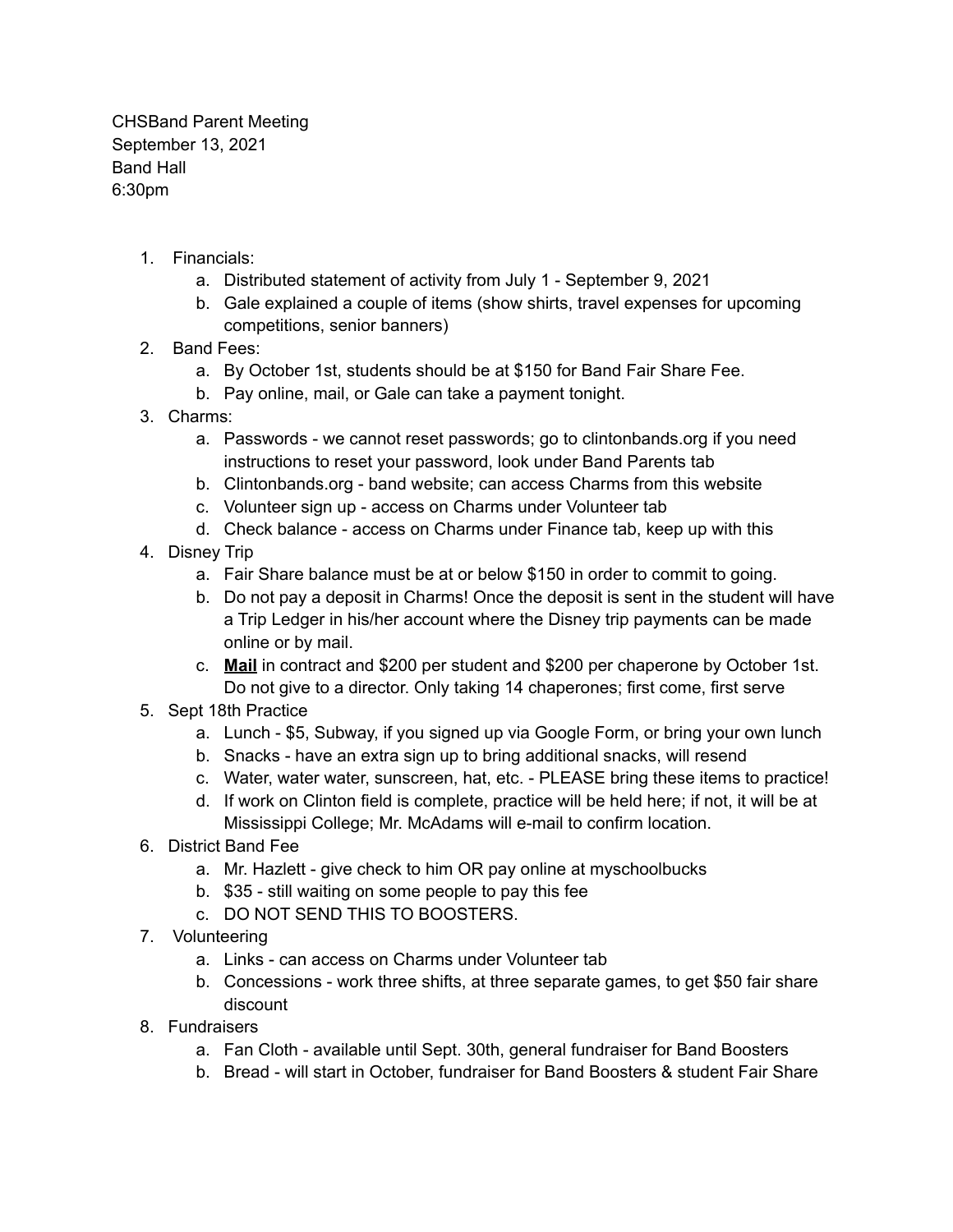CHSBand Parent Meeting
September 13, 2021
Band Hall
6:30pm

1. Financials:
   a. Distributed statement of activity from July 1 - September 9, 2021
   b. Gale explained a couple of items (show shirts, travel expenses for upcoming competitions, senior banners)
2. Band Fees:
   a. By October 1st, students should be at $150 for Band Fair Share Fee.
   b. Pay online, mail, or Gale can take a payment tonight.
3. Charms:
   a. Passwords - we cannot reset passwords; go to clintonbands.org if you need instructions to reset your password, look under Band Parents tab
   b. Clintonbands.org - band website; can access Charms from this website
   c. Volunteer sign up - access on Charms under Volunteer tab
   d. Check balance - access on Charms under Finance tab, keep up with this
4. Disney Trip
   a. Fair Share balance must be at or below $150 in order to commit to going.
   b. Do not pay a deposit in Charms! Once the deposit is sent in the student will have a Trip Ledger in his/her account where the Disney trip payments can be made online or by mail.
   c. **<u>Mail</u>** in contract and $200 per student and $200 per chaperone by October 1st. Do not give to a director. Only taking 14 chaperones; first come, first serve
5. Sept 18th Practice
   a. Lunch - $5, Subway, if you signed up via Google Form, or bring your own lunch
   b. Snacks - have an extra sign up to bring additional snacks, will resend
   c. Water, water water, sunscreen, hat, etc. - PLEASE bring these items to practice!
   d. If work on Clinton field is complete, practice will be held here; if not, it will be at Mississippi College; Mr. McAdams will e-mail to confirm location.
6. District Band Fee
   a. Mr. Hazlett - give check to him OR pay online at myschoolbucks
   b. $35 - still waiting on some people to pay this fee
   c. DO NOT SEND THIS TO BOOSTERS.
7. Volunteering
   a. Links - can access on Charms under Volunteer tab
   b. Concessions - work three shifts, at three separate games, to get $50 fair share discount
8. Fundraisers
   a. Fan Cloth - available until Sept. 30th, general fundraiser for Band Boosters
   b. Bread - will start in October, fundraiser for Band Boosters & student Fair Share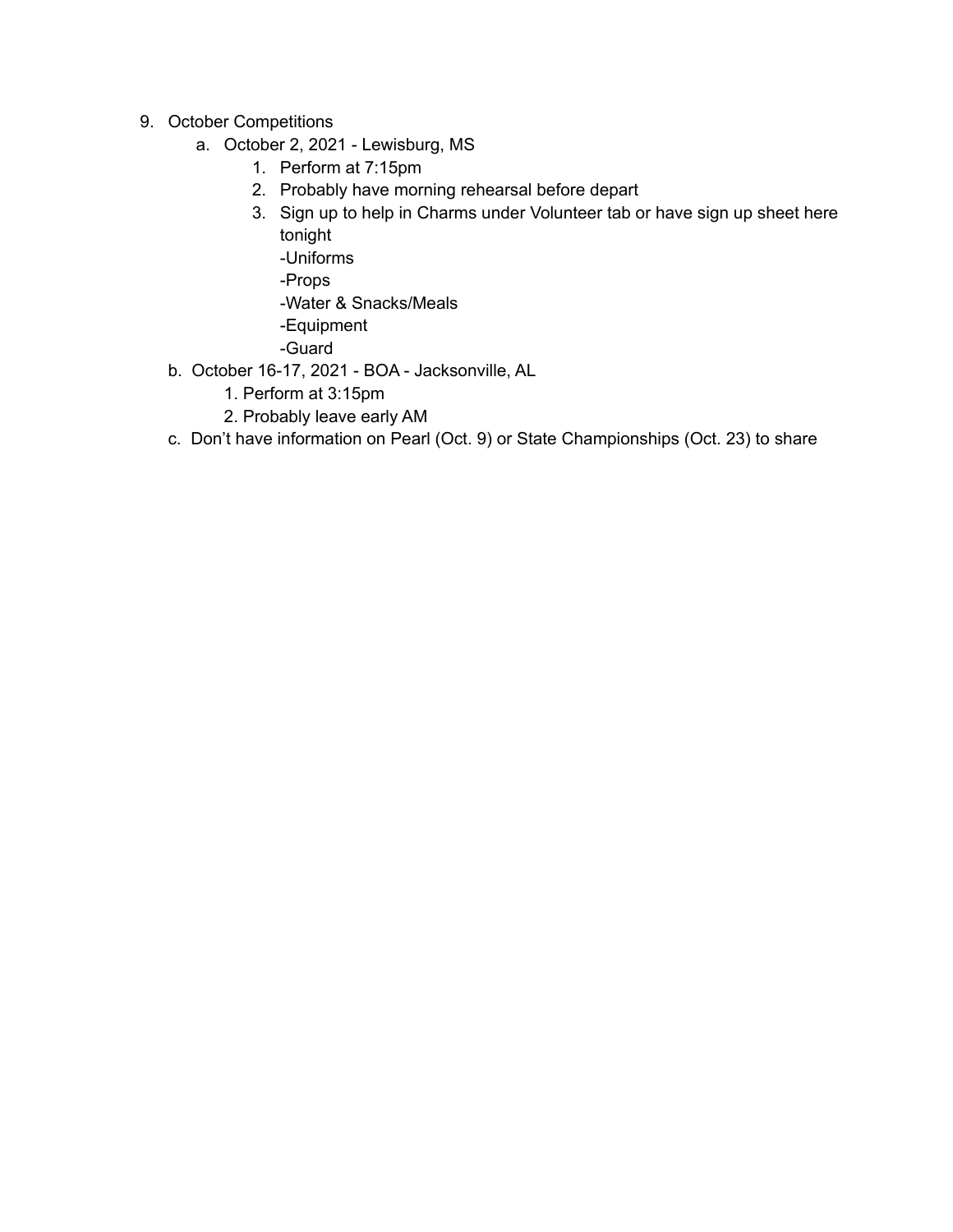9. October Competitions
    a. October 2, 2021 - Lewisburg, MS
        1. Perform at 7:15pm
        2. Probably have morning rehearsal before depart
        3. Sign up to help in Charms under Volunteer tab or have sign up sheet here tonight
            -Uniforms
            -Props
            -Water & Snacks/Meals
            -Equipment
            -Guard
    b. October 16-17, 2021 - BOA - Jacksonville, AL
        1. Perform at 3:15pm
        2. Probably leave early AM
    c. Don't have information on Pearl (Oct. 9) or State Championships (Oct. 23) to share